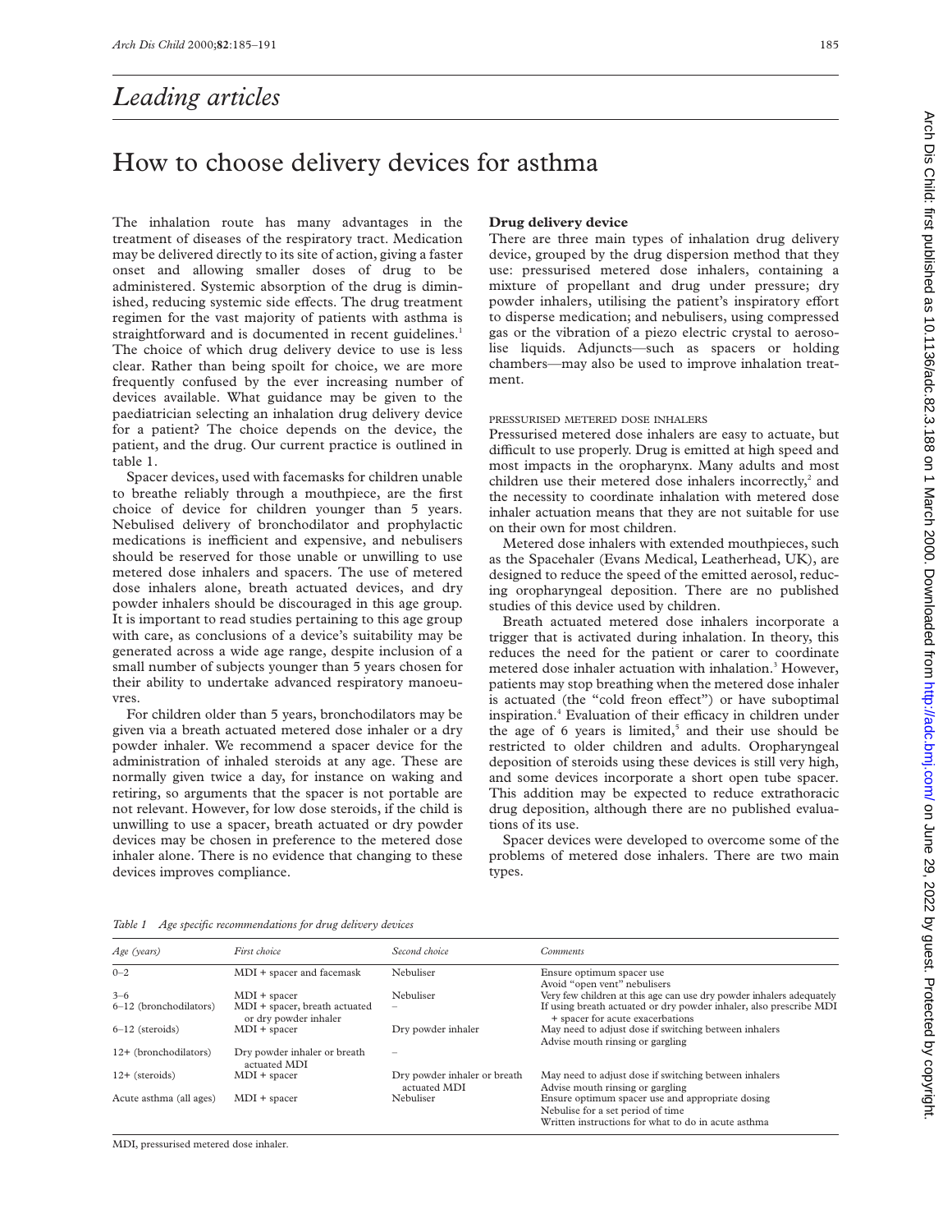# Leading articles

# How to choose delivery devices for asthma

The inhalation route has many advantages in the treatment of diseases of the respiratory tract. Medication may be delivered directly to its site of action, giving a faster onset and allowing smaller doses of drug to be administered. Systemic absorption of the drug is diminished, reducing systemic side effects. The drug treatment regimen for the vast majority of patients with asthma is straightforward and is documented in recent guidelines.[1] The choice of which drug delivery device to use is less clear. Rather than being spoilt for choice, we are more frequently confused by the ever increasing number of devices available. What guidance may be given to the paediatrician selecting an inhalation drug delivery device for a patient? The choice depends on the device, the patient, and the drug. Our current practice is outlined in table 1.

Spacer devices, used with facemasks for children unable to breathe reliably through a mouthpiece, are the first choice of device for children younger than 5 years. Nebulised delivery of bronchodilator and prophylactic medications is inefficient and expensive, and nebulisers should be reserved for those unable or unwilling to use metered dose inhalers and spacers. The use of metered dose inhalers alone, breath actuated devices, and dry powder inhalers should be discouraged in this age group. It is important to read studies pertaining to this age group with care, as conclusions of a device's suitability may be generated across a wide age range, despite inclusion of a small number of subjects younger than 5 years chosen for their ability to undertake advanced respiratory manoeuvres.

For children older than 5 years, bronchodilators may be given via a breath actuated metered dose inhaler or a dry powder inhaler. We recommend a spacer device for the administration of inhaled steroids at any age. These are normally given twice a day, for instance on waking and retiring, so arguments that the spacer is not portable are not relevant. However, for low dose steroids, if the child is unwilling to use a spacer, breath actuated or dry powder devices may be chosen in preference to the metered dose inhaler alone. There is no evidence that changing to these devices improves compliance.

**Drug delivery device**

There are three main types of inhalation drug delivery device, grouped by the drug dispersion method that they use: pressurised metered dose inhalers, containing a mixture of propellant and drug under pressure; dry powder inhalers, utilising the patient's inspiratory effort to disperse medication; and nebulisers, using compressed gas or the vibration of a piezo electric crystal to aerosolise liquids. Adjuncts—such as spacers or holding chambers—may also be used to improve inhalation treatment.

PRESSURISED METERED DOSE INHALERS

Pressurised metered dose inhalers are easy to actuate, but difficult to use properly. Drug is emitted at high speed and most impacts in the oropharynx. Many adults and most children use their metered dose inhalers incorrectly,[2] and the necessity to coordinate inhalation with metered dose inhaler actuation means that they are not suitable for use on their own for most children.

Metered dose inhalers with extended mouthpieces, such as the Spacehaler (Evans Medical, Leatherhead, UK), are designed to reduce the speed of the emitted aerosol, reducing oropharyngeal deposition. There are no published studies of this device used by children.

Breath actuated metered dose inhalers incorporate a trigger that is activated during inhalation. In theory, this reduces the need for the patient or carer to coordinate metered dose inhaler actuation with inhalation.[3] However, patients may stop breathing when the metered dose inhaler is actuated (the "cold freon effect") or have suboptimal inspiration.[4] Evaluation of their efficacy in children under the age of 6 years is limited,[5] and their use should be restricted to older children and adults. Oropharyngeal deposition of steroids using these devices is still very high, and some devices incorporate a short open tube spacer. This addition may be expected to reduce extrathoracic drug deposition, although there are no published evaluations of its use.

Spacer devices were developed to overcome some of the problems of metered dose inhalers. There are two main types.

*Table 1 Age specific recommendations for drug delivery devices*

| *Age (years)* | *First choice* | *Second choice* | *Comments* |
|---|---|---|---|
| 0–2 | MDI + spacer and facemask | Nebuliser | Ensure optimum spacer use<br>Avoid "open vent" nebulisers |
| 3–6 | MDI + spacer | Nebuliser | Very few children at this age can use dry powder inhalers adequately |
| 6–12 (bronchodilators) | MDI + spacer, breath actuated or dry powder inhaler | – | If using breath actuated or dry powder inhaler, also prescribe MDI + spacer for acute exacerbations |
| 6–12 (steroids) | MDI + spacer | Dry powder inhaler | May need to adjust dose if switching between inhalers<br>Advise mouth rinsing or gargling |
| 12+ (bronchodilators) | Dry powder inhaler or breath actuated MDI | – | |
| 12+ (steroids) | MDI + spacer | Dry powder inhaler or breath actuated MDI | May need to adjust dose if switching between inhalers<br>Advise mouth rinsing or gargling |
| Acute asthma (all ages) | MDI + spacer | Nebuliser | Ensure optimum spacer use and appropriate dosing<br>Nebulise for a set period of time<br>Written instructions for what to do in acute asthma |

MDI, pressurised metered dose inhaler.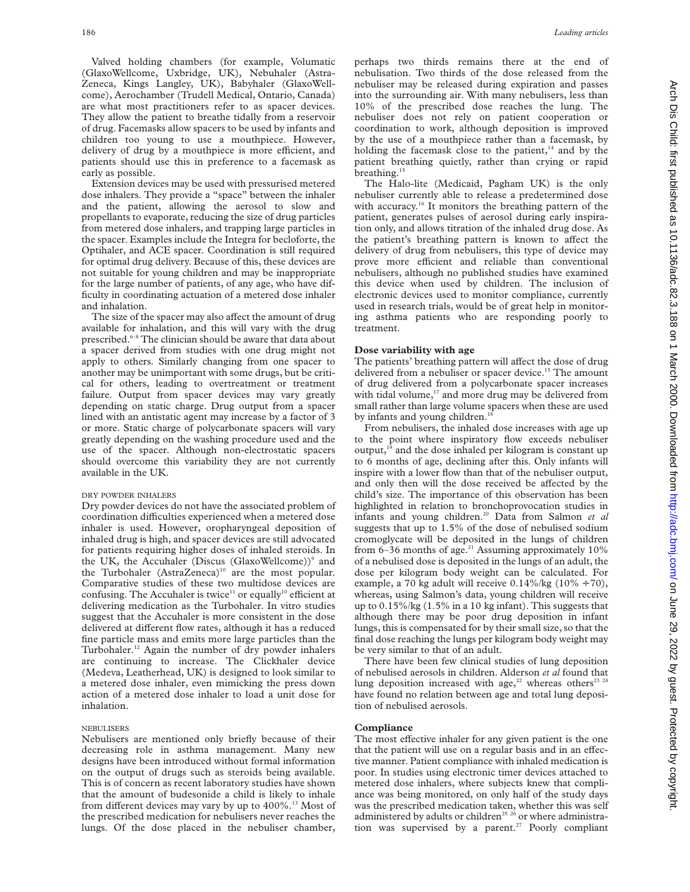Valved holding chambers (for example, Volumatic (GlaxoWellcome, Uxbridge, UK), Nebuhaler (AstraZeneca, Kings Langley, UK), Babyhaler (GlaxoWellcome), Aerochamber (Trudell Medical, Ontario, Canada) are what most practitioners refer to as spacer devices. They allow the patient to breathe tidally from a reservoir of drug. Facemasks allow spacers to be used by infants and children too young to use a mouthpiece. However, delivery of drug by a mouthpiece is more efficient, and patients should use this in preference to a facemask as early as possible.

Extension devices may be used with pressurised metered dose inhalers. They provide a "space" between the inhaler and the patient, allowing the aerosol to slow and propellants to evaporate, reducing the size of drug particles from metered dose inhalers, and trapping large particles in the spacer. Examples include the Integra for becloforte, the Optihaler, and ACE spacer. Coordination is still required for optimal drug delivery. Because of this, these devices are not suitable for young children and may be inappropriate for the large number of patients, of any age, who have difficulty in coordinating actuation of a metered dose inhaler and inhalation.

The size of the spacer may also affect the amount of drug available for inhalation, and this will vary with the drug prescribed.[6–8] The clinician should be aware that data about a spacer derived from studies with one drug might not apply to others. Similarly changing from one spacer to another may be unimportant with some drugs, but be critical for others, leading to overtreatment or treatment failure. Output from spacer devices may vary greatly depending on static charge. Drug output from a spacer lined with an antistatic agent may increase by a factor of 3 or more. Static charge of polycarbonate spacers will vary greatly depending on the washing procedure used and the use of the spacer. Although non-electrostatic spacers should overcome this variability they are not currently available in the UK.

#### DRY POWDER INHALERS

Dry powder devices do not have the associated problem of coordination difficulties experienced when a metered dose inhaler is used. However, oropharyngeal deposition of inhaled drug is high, and spacer devices are still advocated for patients requiring higher doses of inhaled steroids. In the UK, the Accuhaler (Discus (GlaxoWellcome))[9] and the Turbohaler (AstraZeneca)[10] are the most popular. Comparative studies of these two multidose devices are confusing. The Accuhaler is twice[11] or equally[10] efficient at delivering medication as the Turbohaler. In vitro studies suggest that the Accuhaler is more consistent in the dose delivered at different flow rates, although it has a reduced fine particle mass and emits more large particles than the Turbohaler.[12] Again the number of dry powder inhalers are continuing to increase. The Clickhaler device (Medeva, Leatherhead, UK) is designed to look similar to a metered dose inhaler, even mimicking the press down action of a metered dose inhaler to load a unit dose for inhalation.

#### NEBULISERS

Nebulisers are mentioned only briefly because of their decreasing role in asthma management. Many new designs have been introduced without formal information on the output of drugs such as steroids being available. This is of concern as recent laboratory studies have shown that the amount of budesonide a child is likely to inhale from different devices may vary by up to 400%.[13] Most of the prescribed medication for nebulisers never reaches the lungs. Of the dose placed in the nebuliser chamber, perhaps two thirds remains there at the end of nebulisation. Two thirds of the dose released from the nebuliser may be released during expiration and passes into the surrounding air. With many nebulisers, less than 10% of the prescribed dose reaches the lung. The nebuliser does not rely on patient cooperation or coordination to work, although deposition is improved by the use of a mouthpiece rather than a facemask, by holding the facemask close to the patient,[14] and by the patient breathing quietly, rather than crying or rapid breathing.[15]

The Halo-lite (Medicaid, Pagham UK) is the only nebuliser currently able to release a predetermined dose with accuracy.[16] It monitors the breathing pattern of the patient, generates pulses of aerosol during early inspiration only, and allows titration of the inhaled drug dose. As the patient's breathing pattern is known to affect the delivery of drug from nebulisers, this type of device may prove more efficient and reliable than conventional nebulisers, although no published studies have examined this device when used by children. The inclusion of electronic devices used to monitor compliance, currently used in research trials, would be of great help in monitoring asthma patients who are responding poorly to treatment.

### Dose variability with age

The patients' breathing pattern will affect the dose of drug delivered from a nebuliser or spacer device.[15] The amount of drug delivered from a polycarbonate spacer increases with tidal volume,[17] and more drug may be delivered from small rather than large volume spacers when these are used by infants and young children.[18]

From nebulisers, the inhaled dose increases with age up to the point where inspiratory flow exceeds nebuliser output,[19] and the dose inhaled per kilogram is constant up to 6 months of age, declining after this. Only infants will inspire with a lower flow than that of the nebuliser output, and only then will the dose received be affected by the child's size. The importance of this observation has been highlighted in relation to bronchoprovocation studies in infants and young children.[20] Data from Salmon *et al* suggests that up to 1.5% of the dose of nebulised sodium cromoglycate will be deposited in the lungs of children from 6–36 months of age.[21] Assuming approximately 10% of a nebulised dose is deposited in the lungs of an adult, the dose per kilogram body weight can be calculated. For example, a 70 kg adult will receive 0.14%/kg (10% ÷70), whereas, using Salmon's data, young children will receive up to 0.15%/kg (1.5% in a 10 kg infant). This suggests that although there may be poor drug deposition in infant lungs, this is compensated for by their small size, so that the final dose reaching the lungs per kilogram body weight may be very similar to that of an adult.

There have been few clinical studies of lung deposition of nebulised aerosols in children. Alderson *et al* found that lung deposition increased with age,[22] whereas others[23 24] have found no relation between age and total lung deposition of nebulised aerosols.

### Compliance

The most effective inhaler for any given patient is the one that the patient will use on a regular basis and in an effective manner. Patient compliance with inhaled medication is poor. In studies using electronic timer devices attached to metered dose inhalers, where subjects knew that compliance was being monitored, on only half of the study days was the prescribed medication taken, whether this was self administered by adults or children[25 26] or where administration was supervised by a parent.[27] Poorly compliant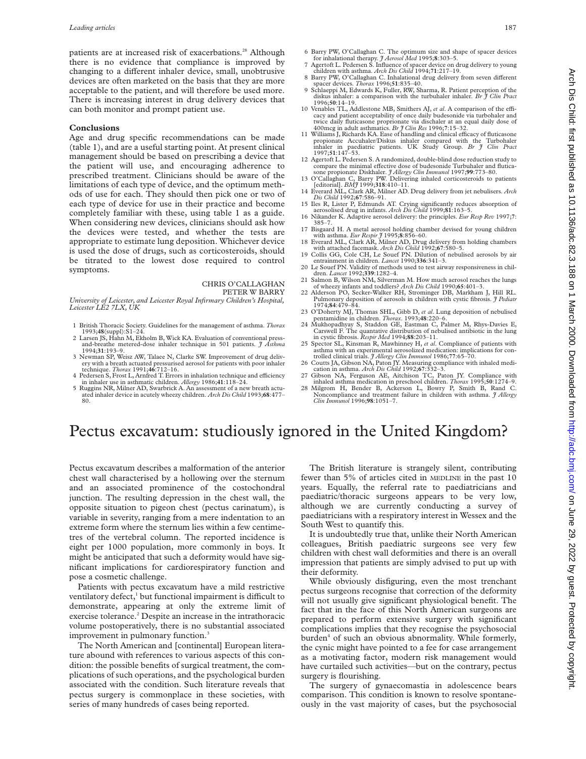patients are at increased risk of exacerbations.[28] Although there is no evidence that compliance is improved by changing to a different inhaler device, small, unobtrusive devices are often marketed on the basis that they are more acceptable to the patient, and will therefore be used more. There is increasing interest in drug delivery devices that can both monitor and prompt patient use.

## Conclusions

Age and drug specific recommendations can be made (table 1), and are a useful starting point. At present clinical management should be based on prescribing a device that the patient will use, and encouraging adherence to prescribed treatment. Clinicians should be aware of the limitations of each type of device, and the optimum methods of use for each. They should then pick one or two of each type of device for use in their practice and become completely familiar with these, using table 1 as a guide. When considering new devices, clinicians should ask how the devices were tested, and whether the tests are appropriate to estimate lung deposition. Whichever device is used the dose of drugs, such as corticosteroids, should be titrated to the lowest dose required to control symptoms.

CHRIS O'CALLAGHAN
PETER W BARRY

*University of Leicester, and Leicester Royal Infirmary Children's Hospital, Leicester LE2 7LX, UK*

1 British Thoracic Society. Guidelines for the management of asthma. *Thorax* 1993;**48**(suppl):S1–24.
2 Larsen JS, Hahn M, Ekholm B, Wick KA. Evaluation of conventional press-and-breathe metered-dose inhaler technique in 501 patients. *J Asthma* 1994;**31**:193–9.
3 Newman SP, Weisz AW, Talaee N, Clarke SW. Improvement of drug delivery with a breath actuated pressurised aerosol for patients with poor inhaler technique. *Thorax* 1991;**46**:712–16.
4 Pedersen S, Frost L, Arnfred T. Errors in inhalation technique and efficiency in inhaler use in asthmatic children. *Allergy* 1986;**41**:118–24.
5 Ruggins NR, Milner AD, Swarbrick A. An assessment of a new breath actuated inhaler device in acutely wheezy children. *Arch Dis Child* 1993;**68**:477–80.
6 Barry PW, O'Callaghan C. The optimum size and shape of spacer devices for inhalational therapy. *J Aerosol Med* 1995;**8**:303–5.
7 Agertoft L. Pedersen S. Influence of spacer device on drug delivery to young children with asthma. *Arch Dis Child* 1994;**71**:217–19.
8 Barry PW, O'Callaghan C. Inhalational drug delivery from seven different spacer devices. *Thorax* 1996;**51**:835–40.
9 Schlaeppi M, Edwards K, Fuller, RW, Sharma, R. Patient perception of the diskus inhaler: a comparison with the turbuhaler inhaler. *Br J Clin Pract* 1996;**50**:14–19.
10 Venables TL, Addlestone MB, Smithers AJ, *et al*. A comparison of the efficacy and patient acceptability of once daily budesonide via turbuhaler and twice daily fluticasone proprionate via dischaler at an equal daily dose of 400mcg in adult asthmatics. *Br J Clin Res* 1996;**7**:15–32.
11 Williams J, Richards KA. Ease of handling and clinical efficacy of fluticasone propionate Accuhaler/Diskus inhaler compared with the Turbohaler inhaler in paediatric patients. UK Study Group. *Br J Clin Pract* 1997;**51**:147–53.
12 Agertoft L. Pedersen S. A randomized, double-blind dose reduction study to compare the minimal effective dose of budesonide Turbuhaler and fluticasone propionate Diskhaler. *J Allergy Clin Immunol* 1997;**99**:773–80.
13 O'Callaghan C, Barry PW. Delivering inhaled corticosteroids to patients [editorial]. *BMJ* 1999;**318**:410–11.
14 Everard ML, Clark AR, Milner AD. Drug delivery from jet nebulisers. *Arch Dis Child* 1992;**67**:586–91.
15 Iles R, Lister P, Edmunds AT. Crying significantly reduces absorption of aerosolised drug in infants. *Arch Dis Child* 1999;**81**:163–5.
16 Nikander K. Adaptive aerosol delivery: the principles. *Eur Resp Rev* 1997;**7**: 385–7.
17 Bisgaard H. A metal aerosol holding chamber devised for young children with asthma. *Eur Respir J* 1995;**8**:856–60.
18 Everard ML, Clark AR, Milner AD, Drug delivery from holding chambers with attached facemask. *Arch Dis Child* 1992;**67**:580–5.
19 Collis GG, Cole CH, Le Souef PN. Dilution of nebulised aerosols by air entrainment in children. *Lancet* 1990;**336**:341–3.
20 Le Souef PN. Validity of methods used to test airway responsiveness in children. *Lancet* 1992;**339**:1282–4.
21 Salmon B, Wilson NM, Silverman M. How much aerosol reaches the lungs of wheezy infants and toddlers? *Arch Dis Child* 1990;**65**:401–3.
22 Alderson PO, Secker-Walker RH, Strominger DB, Markham J, Hill RL. Pulmonary deposition of aerosols in children with cystic fibrosis. *J Pediatr* 1974;**84**:479–84.
23 O'Doherty MJ, Thomas SHL, Gibb D, *et al*. Lung deposition of nebulised pentamidine in children. *Thorax*. 1993;**48**:220–6.
24 Mukhopadhyay S, Staddon GE, Eastman C, Palmer M, Rhys-Davies E, Carswell F. The quantative distribution of nebulised antibiotic in the lung in cystic fibrosis. *Respir Med* 1994;**88**:203–11.
25 Spector SL, Kinsman R, Mawhinney H, *et al*. Compliance of patients with asthma with an experimental aerosolized medication: implications for controlled clinical trials. *J Allergy Clin Immunol* 1986;**77**:65–70.
26 Coutts JA, Gibson NA, Paton JY. Measuring compliance with inhaled medication in asthma. *Arch Dis Child* 1992;**67**:332–3.
27 Gibson NA, Ferguson AE, Aitchison TC, Paton JY. Compliance with inhaled asthma medication in preschool children. *Thorax* 1995;**50**:1274–9.
28 Milgrom H, Bender B, Ackerson L, Bowry P, Smith B, Rand C. Noncompliance and treatment failure in children with asthma. *J Allergy Clin Immunol* 1996;**98**:1051–7.

# Pectus excavatum: studiously ignored in the United Kingdom?

Pectus excavatum describes a malformation of the anterior chest wall characterised by a hollowing over the sternum and an associated prominence of the costochondral junction. The resulting depression in the chest wall, the opposite situation to pigeon chest (pectus carinatum), is variable in severity, ranging from a mere indentation to an extreme form where the sternum lies within a few centimetres of the vertebral column. The reported incidence is eight per 1000 population, more commonly in boys. It might be anticipated that such a deformity would have significant implications for cardiorespiratory function and pose a cosmetic challenge.

Patients with pectus excavatum have a mild restrictive ventilatory defect,[1] but functional impairment is difficult to demonstrate, appearing at only the extreme limit of exercise tolerance.[2] Despite an increase in the intrathoracic volume postoperatively, there is no substantial associated improvement in pulmonary function.[3]

The North American and [continental] European literature abound with references to various aspects of this condition: the possible benefits of surgical treatment, the complications of such operations, and the psychological burden associated with the condition. Such literature reveals that pectus surgery is commonplace in these societies, with series of many hundreds of cases being reported.

The British literature is strangely silent, contributing fewer than 5% of articles cited in MEDLINE in the past 10 years. Equally, the referral rate to paediatricians and paediatric/thoracic surgeons appears to be very low, although we are currently conducting a survey of paediatricians with a respiratory interest in Wessex and the South West to quantify this.

It is undoubtedly true that, unlike their North American colleagues, British paediatric surgeons see very few children with chest wall deformities and there is an overall impression that patients are simply advised to put up with their deformity.

While obviously disfiguring, even the most trenchant pectus surgeons recognise that correction of the deformity will not usually give significant physiological benefit. The fact that in the face of this North American surgeons are prepared to perform extensive surgery with significant complications implies that they recognise the psychosocial burden[4] of such an obvious abnormality. While formerly, the cynic might have pointed to a fee for case arrangement as a motivating factor, modern risk management would have curtailed such activities—but on the contrary, pectus surgery is flourishing.

The surgery of gynaecomastia in adolescence bears comparison. This condition is known to resolve spontaneously in the vast majority of cases, but the psychosocial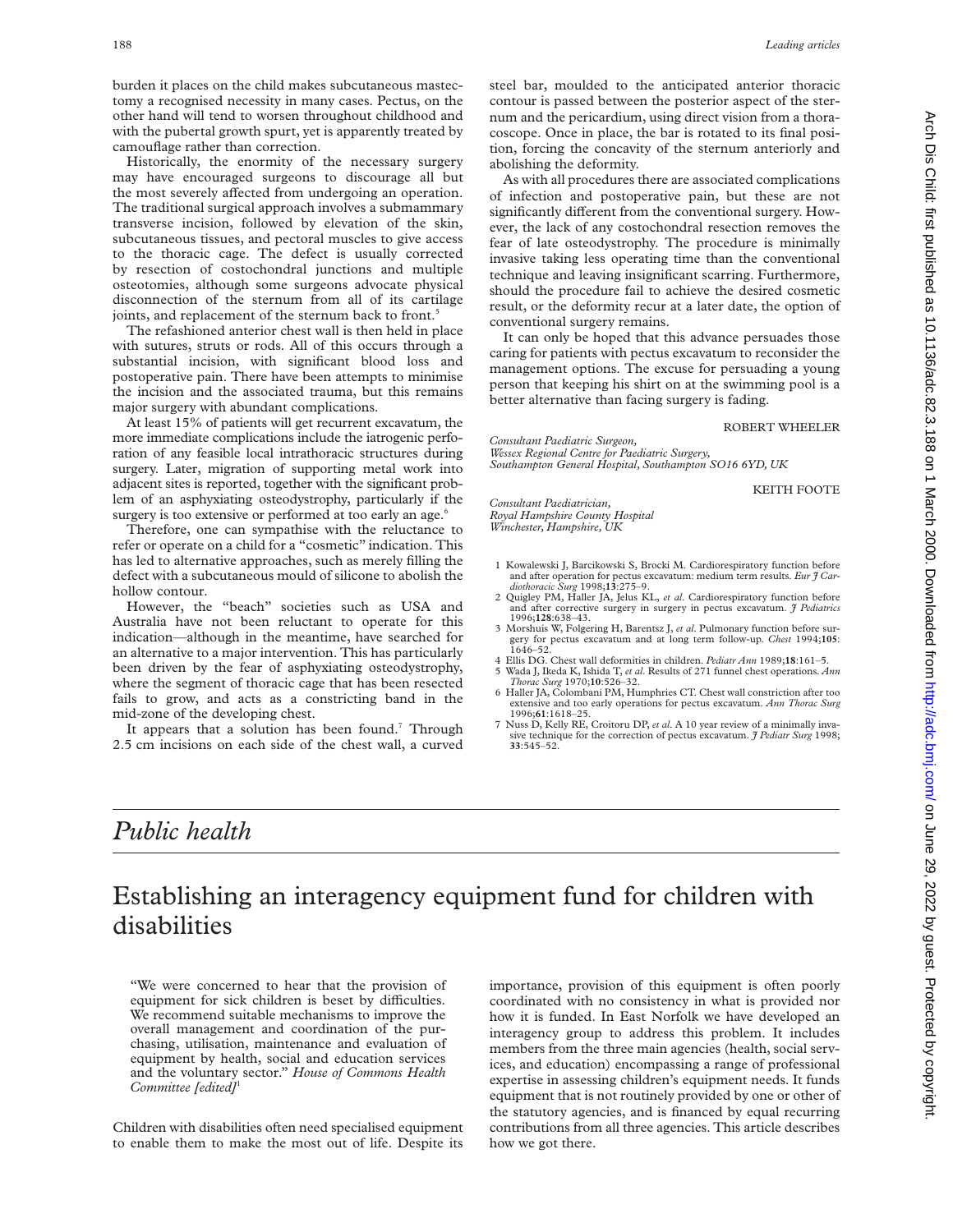burden it places on the child makes subcutaneous mastectomy a recognised necessity in many cases. Pectus, on the other hand will tend to worsen throughout childhood and with the pubertal growth spurt, yet is apparently treated by camouflage rather than correction.

Historically, the enormity of the necessary surgery may have encouraged surgeons to discourage all but the most severely affected from undergoing an operation. The traditional surgical approach involves a submammary transverse incision, followed by elevation of the skin, subcutaneous tissues, and pectoral muscles to give access to the thoracic cage. The defect is usually corrected by resection of costochondral junctions and multiple osteotomies, although some surgeons advocate physical disconnection of the sternum from all of its cartilage joints, and replacement of the sternum back to front.[5]

The refashioned anterior chest wall is then held in place with sutures, struts or rods. All of this occurs through a substantial incision, with significant blood loss and postoperative pain. There have been attempts to minimise the incision and the associated trauma, but this remains major surgery with abundant complications.

At least 15% of patients will get recurrent excavatum, the more immediate complications include the iatrogenic perforation of any feasible local intrathoracic structures during surgery. Later, migration of supporting metal work into adjacent sites is reported, together with the significant problem of an asphyxiating osteodystrophy, particularly if the surgery is too extensive or performed at too early an age.[6]

Therefore, one can sympathise with the reluctance to refer or operate on a child for a "cosmetic" indication. This has led to alternative approaches, such as merely filling the defect with a subcutaneous mould of silicone to abolish the hollow contour.

However, the "beach" societies such as USA and Australia have not been reluctant to operate for this indication—although in the meantime, have searched for an alternative to a major intervention. This has particularly been driven by the fear of asphyxiating osteodystrophy, where the segment of thoracic cage that has been resected fails to grow, and acts as a constricting band in the mid-zone of the developing chest.

It appears that a solution has been found.[7] Through 2.5 cm incisions on each side of the chest wall, a curved steel bar, moulded to the anticipated anterior thoracic contour is passed between the posterior aspect of the sternum and the pericardium, using direct vision from a thoracoscope. Once in place, the bar is rotated to its final position, forcing the concavity of the sternum anteriorly and abolishing the deformity.

As with all procedures there are associated complications of infection and postoperative pain, but these are not significantly different from the conventional surgery. However, the lack of any costochondral resection removes the fear of late osteodystrophy. The procedure is minimally invasive taking less operating time than the conventional technique and leaving insignificant scarring. Furthermore, should the procedure fail to achieve the desired cosmetic result, or the deformity recur at a later date, the option of conventional surgery remains.

It can only be hoped that this advance persuades those caring for patients with pectus excavatum to reconsider the management options. The excuse for persuading a young person that keeping his shirt on at the swimming pool is a better alternative than facing surgery is fading.

ROBERT WHEELER

*Consultant Paediatric Surgeon,*
*Wessex Regional Centre for Paediatric Surgery,*
*Southampton General Hospital, Southampton SO16 6YD, UK*

KEITH FOOTE

*Consultant Paediatrician,*
*Royal Hampshire County Hospital*
*Winchester, Hampshire, UK*

1 Kowalewski J, Barcikowski S, Brocki M. Cardiorespiratory function before and after operation for pectus excavatum: medium term results. *Eur J Cardiothoracic Surg* 1998;**13**:275–9.
2 Quigley PM, Haller JA, Jelus KL, *et al*. Cardiorespiratory function before and after corrective surgery in surgery in pectus excavatum. *J Pediatrics* 1996;**128**:638–43.
3 Morshuis W, Folgering H, Barentsz J, *et al*. Pulmonary function before surgery for pectus excavatum and at long term follow-up. *Chest* 1994;**105**: 1646–52.
4 Ellis DG. Chest wall deformities in children. *Pediatr Ann* 1989;**18**:161–5.
5 Wada J, Ikeda K, Ishida T, *et al*. Results of 271 funnel chest operations. *Ann Thorac Surg* 1970;**10**:526–32.
6 Haller JA, Colombani PM, Humphries CT. Chest wall constriction after too extensive and too early operations for pectus excavatum. *Ann Thorac Surg* 1996;**61**:1618–25.
7 Nuss D, Kelly RE, Croitoru DP, *et al*. A 10 year review of a minimally invasive technique for the correction of pectus excavatum. *J Pediatr Surg* 1998; **33**:545–52.

# *Public health*

## Establishing an interagency equipment fund for children with disabilities

"We were concerned to hear that the provision of equipment for sick children is beset by difficulties. We recommend suitable mechanisms to improve the overall management and coordination of the purchasing, utilisation, maintenance and evaluation of equipment by health, social and education services and the voluntary sector." *House of Commons Health Committee [edited]*[1]

Children with disabilities often need specialised equipment to enable them to make the most out of life. Despite its importance, provision of this equipment is often poorly coordinated with no consistency in what is provided nor how it is funded. In East Norfolk we have developed an interagency group to address this problem. It includes members from the three main agencies (health, social services, and education) encompassing a range of professional expertise in assessing children's equipment needs. It funds equipment that is not routinely provided by one or other of the statutory agencies, and is financed by equal recurring contributions from all three agencies. This article describes how we got there.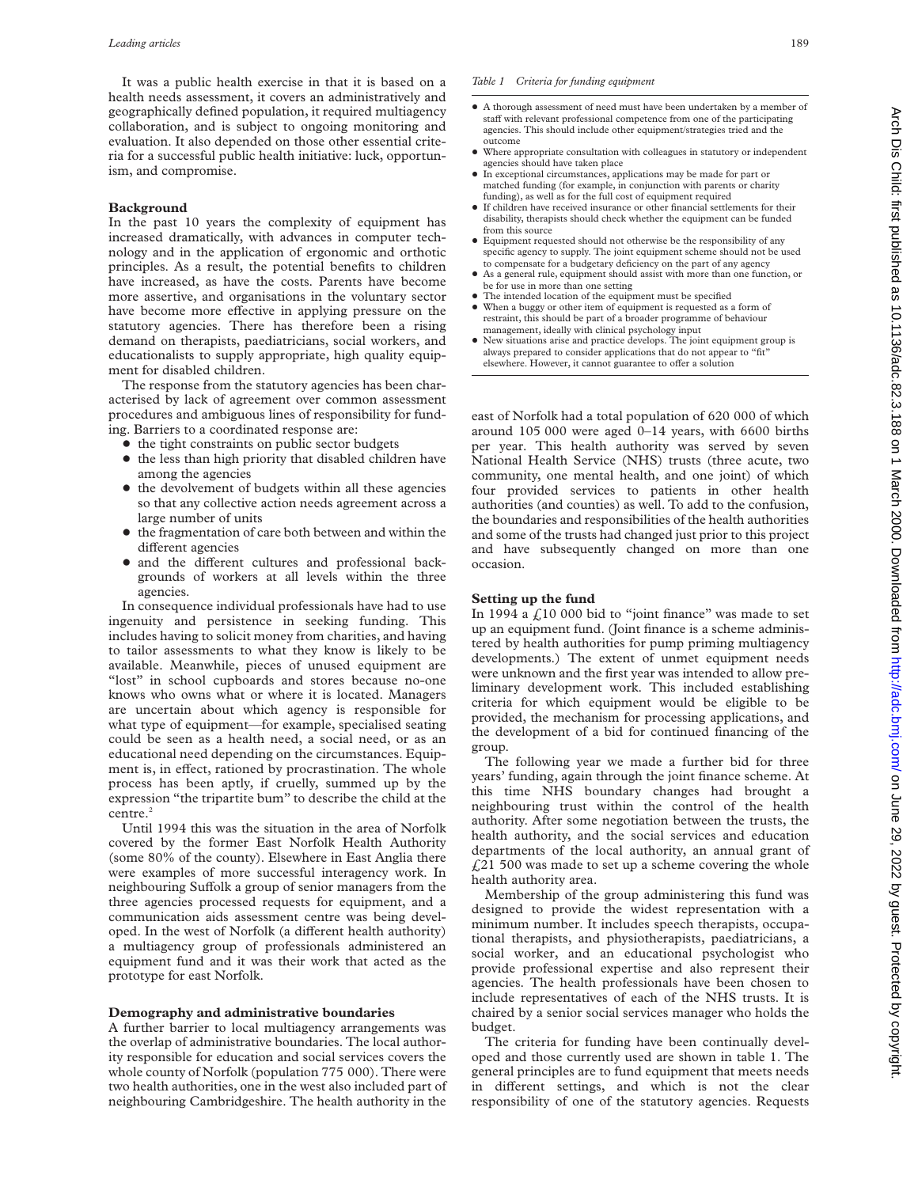It was a public health exercise in that it is based on a health needs assessment, it covers an administratively and geographically defined population, it required multiagency collaboration, and is subject to ongoing monitoring and evaluation. It also depended on those other essential criteria for a successful public health initiative: luck, opportunism, and compromise.

## Background

In the past 10 years the complexity of equipment has increased dramatically, with advances in computer technology and in the application of ergonomic and orthotic principles. As a result, the potential benefits to children have increased, as have the costs. Parents have become more assertive, and organisations in the voluntary sector have become more effective in applying pressure on the statutory agencies. There has therefore been a rising demand on therapists, paediatricians, social workers, and educationalists to supply appropriate, high quality equipment for disabled children.

The response from the statutory agencies has been characterised by lack of agreement over common assessment procedures and ambiguous lines of responsibility for funding. Barriers to a coordinated response are:

- the tight constraints on public sector budgets
- the less than high priority that disabled children have among the agencies
- the devolvement of budgets within all these agencies so that any collective action needs agreement across a large number of units
- the fragmentation of care both between and within the different agencies
- and the different cultures and professional backgrounds of workers at all levels within the three agencies.

In consequence individual professionals have had to use ingenuity and persistence in seeking funding. This includes having to solicit money from charities, and having to tailor assessments to what they know is likely to be available. Meanwhile, pieces of unused equipment are "lost" in school cupboards and stores because no-one knows who owns what or where it is located. Managers are uncertain about which agency is responsible for what type of equipment—for example, specialised seating could be seen as a health need, a social need, or as an educational need depending on the circumstances. Equipment is, in effect, rationed by procrastination. The whole process has been aptly, if cruelly, summed up by the expression "the tripartite bum" to describe the child at the centre.[2]

Until 1994 this was the situation in the area of Norfolk covered by the former East Norfolk Health Authority (some 80% of the county). Elsewhere in East Anglia there were examples of more successful interagency work. In neighbouring Suffolk a group of senior managers from the three agencies processed requests for equipment, and a communication aids assessment centre was being developed. In the west of Norfolk (a different health authority) a multiagency group of professionals administered an equipment fund and it was their work that acted as the prototype for east Norfolk.

## Demography and administrative boundaries

A further barrier to local multiagency arrangements was the overlap of administrative boundaries. The local authority responsible for education and social services covers the whole county of Norfolk (population 775 000). There were two health authorities, one in the west also included part of neighbouring Cambridgeshire. The health authority in the east of Norfolk had a total population of 620 000 of which around 105 000 were aged 0–14 years, with 6600 births per year. This health authority was served by seven National Health Service (NHS) trusts (three acute, two community, one mental health, and one joint) of which four provided services to patients in other health authorities (and counties) as well. To add to the confusion, the boundaries and responsibilities of the health authorities and some of the trusts had changed just prior to this project and have subsequently changed on more than one occasion.

*Table 1 Criteria for funding equipment*

- A thorough assessment of need must have been undertaken by a member of staff with relevant professional competence from one of the participating agencies. This should include other equipment/strategies tried and the outcome
- Where appropriate consultation with colleagues in statutory or independent agencies should have taken place
- In exceptional circumstances, applications may be made for part or matched funding (for example, in conjunction with parents or charity funding), as well as for the full cost of equipment required
- If children have received insurance or other financial settlements for their disability, therapists should check whether the equipment can be funded from this source
- Equipment requested should not otherwise be the responsibility of any specific agency to supply. The joint equipment scheme should not be used to compensate for a budgetary deficiency on the part of any agency
- As a general rule, equipment should assist with more than one function, or be for use in more than one setting
- The intended location of the equipment must be specified
- When a buggy or other item of equipment is requested as a form of restraint, this should be part of a broader programme of behaviour management, ideally with clinical psychology input
- New situations arise and practice develops. The joint equipment group is always prepared to consider applications that do not appear to "fit" elsewhere. However, it cannot guarantee to offer a solution

## Setting up the fund

In 1994 a £10 000 bid to "joint finance" was made to set up an equipment fund. (Joint finance is a scheme administered by health authorities for pump priming multiagency developments.) The extent of unmet equipment needs were unknown and the first year was intended to allow preliminary development work. This included establishing criteria for which equipment would be eligible to be provided, the mechanism for processing applications, and the development of a bid for continued financing of the group.

The following year we made a further bid for three years' funding, again through the joint finance scheme. At this time NHS boundary changes had brought a neighbouring trust within the control of the health authority. After some negotiation between the trusts, the health authority, and the social services and education departments of the local authority, an annual grant of £21 500 was made to set up a scheme covering the whole health authority area.

Membership of the group administering this fund was designed to provide the widest representation with a minimum number. It includes speech therapists, occupational therapists, and physiotherapists, paediatricians, a social worker, and an educational psychologist who provide professional expertise and also represent their agencies. The health professionals have been chosen to include representatives of each of the NHS trusts. It is chaired by a senior social services manager who holds the budget.

The criteria for funding have been continually developed and those currently used are shown in table 1. The general principles are to fund equipment that meets needs in different settings, and which is not the clear responsibility of one of the statutory agencies. Requests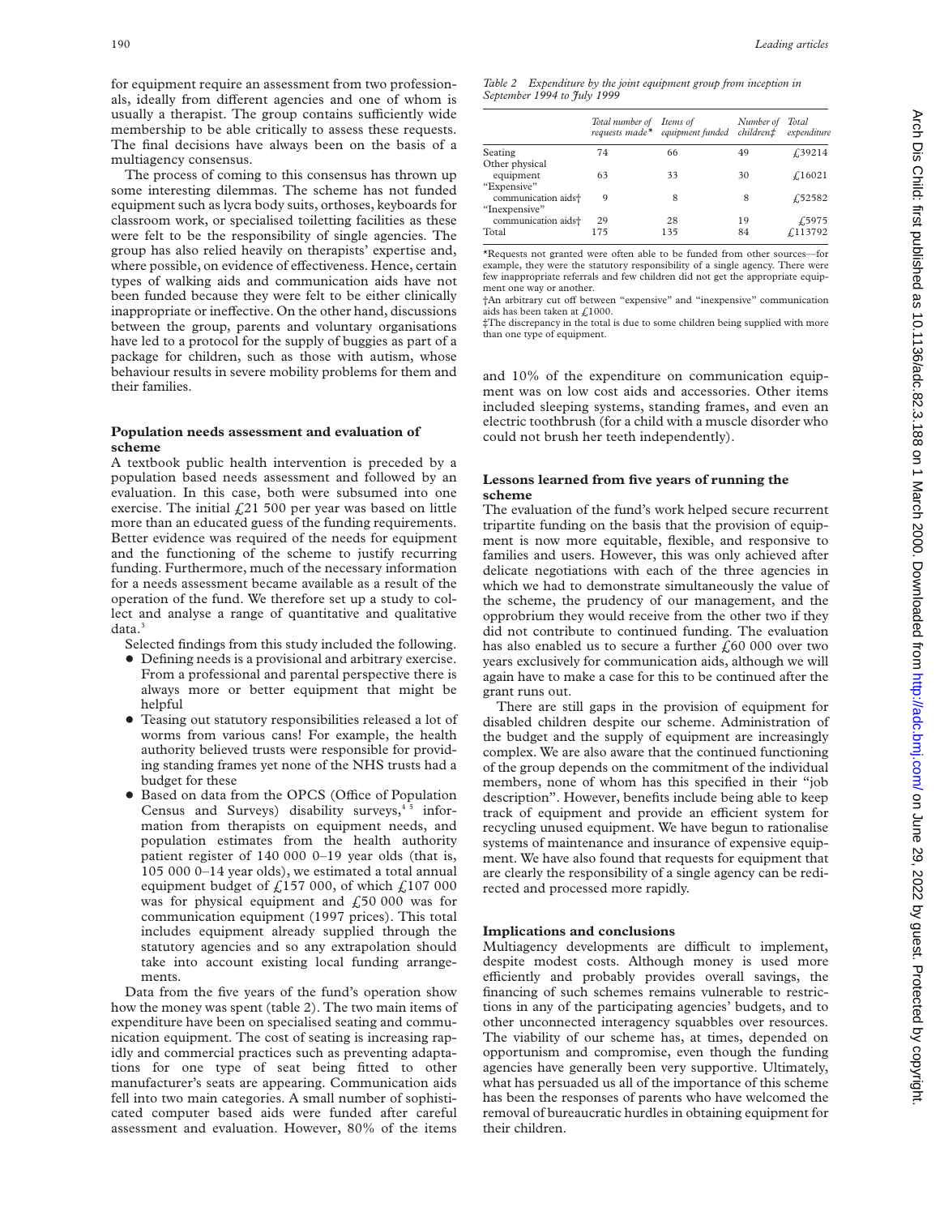for equipment require an assessment from two professionals, ideally from different agencies and one of whom is usually a therapist. The group contains sufficiently wide membership to be able critically to assess these requests. The final decisions have always been on the basis of a multiagency consensus.

The process of coming to this consensus has thrown up some interesting dilemmas. The scheme has not funded equipment such as lycra body suits, orthoses, keyboards for classroom work, or specialised toiletting facilities as these were felt to be the responsibility of single agencies. The group has also relied heavily on therapists' expertise and, where possible, on evidence of effectiveness. Hence, certain types of walking aids and communication aids have not been funded because they were felt to be either clinically inappropriate or ineffective. On the other hand, discussions between the group, parents and voluntary organisations have led to a protocol for the supply of buggies as part of a package for children, such as those with autism, whose behaviour results in severe mobility problems for them and their families.

## Population needs assessment and evaluation of scheme

A textbook public health intervention is preceded by a population based needs assessment and followed by an evaluation. In this case, both were subsumed into one exercise. The initial £21 500 per year was based on little more than an educated guess of the funding requirements. Better evidence was required of the needs for equipment and the functioning of the scheme to justify recurring funding. Furthermore, much of the necessary information for a needs assessment became available as a result of the operation of the fund. We therefore set up a study to collect and analyse a range of quantitative and qualitative data.[3]

Selected findings from this study included the following.

- Defining needs is a provisional and arbitrary exercise. From a professional and parental perspective there is always more or better equipment that might be helpful
- Teasing out statutory responsibilities released a lot of worms from various cans! For example, the health authority believed trusts were responsible for providing standing frames yet none of the NHS trusts had a budget for these
- Based on data from the OPCS (Office of Population Census and Surveys) disability surveys,[4,5] information from therapists on equipment needs, and population estimates from the health authority patient register of 140 000 0–19 year olds (that is, 105 000 0–14 year olds), we estimated a total annual equipment budget of £157 000, of which £107 000 was for physical equipment and £50 000 was for communication equipment (1997 prices). This total includes equipment already supplied through the statutory agencies and so any extrapolation should take into account existing local funding arrangements.

Data from the five years of the fund's operation show how the money was spent (table 2). The two main items of expenditure have been on specialised seating and communication equipment. The cost of seating is increasing rapidly and commercial practices such as preventing adaptations for one type of seat being fitted to other manufacturer's seats are appearing. Communication aids fell into two main categories. A small number of sophisticated computer based aids were funded after careful assessment and evaluation. However, 80% of the items and 10% of the expenditure on communication equipment was on low cost aids and accessories. Other items included sleeping systems, standing frames, and even an electric toothbrush (for a child with a muscle disorder who could not brush her teeth independently).

*Table 2 Expenditure by the joint equipment group from inception in September 1994 to July 1999*

| | Total number of requests made* | Items of equipment funded | Number of children‡ | Total expenditure |
|---|---|---|---|---|
| Seating | 74 | 66 | 49 | £39214 |
| Other physical equipment | 63 | 33 | 30 | £16021 |
| "Expensive" communication aids† | 9 | 8 | 8 | £52582 |
| "Inexpensive" communication aids† | 29 | 28 | 19 | £5975 |
| Total | 175 | 135 | 84 | £113792 |

*Requests not granted were often able to be funded from other sources—for example, they were the statutory responsibility of a single agency. There were few inappropriate referrals and few children did not get the appropriate equipment one way or another.

†An arbitrary cut off between "expensive" and "inexpensive" communication aids has been taken at £1000.

‡The discrepancy in the total is due to some children being supplied with more than one type of equipment.

## Lessons learned from five years of running the scheme

The evaluation of the fund's work helped secure recurrent tripartite funding on the basis that the provision of equipment is now more equitable, flexible, and responsive to families and users. However, this was only achieved after delicate negotiations with each of the three agencies in which we had to demonstrate simultaneously the value of the scheme, the prudency of our management, and the opprobrium they would receive from the other two if they did not contribute to continued funding. The evaluation has also enabled us to secure a further £60 000 over two years exclusively for communication aids, although we will again have to make a case for this to be continued after the grant runs out.

There are still gaps in the provision of equipment for disabled children despite our scheme. Administration of the budget and the supply of equipment are increasingly complex. We are also aware that the continued functioning of the group depends on the commitment of the individual members, none of whom has this specified in their "job description". However, benefits include being able to keep track of equipment and provide an efficient system for recycling unused equipment. We have begun to rationalise systems of maintenance and insurance of expensive equipment. We have also found that requests for equipment that are clearly the responsibility of a single agency can be redirected and processed more rapidly.

## Implications and conclusions

Multiagency developments are difficult to implement, despite modest costs. Although money is used more efficiently and probably provides overall savings, the financing of such schemes remains vulnerable to restrictions in any of the participating agencies' budgets, and to other unconnected interagency squabbles over resources. The viability of our scheme has, at times, depended on opportunism and compromise, even though the funding agencies have generally been very supportive. Ultimately, what has persuaded us all of the importance of this scheme has been the responses of parents who have welcomed the removal of bureaucratic hurdles in obtaining equipment for their children.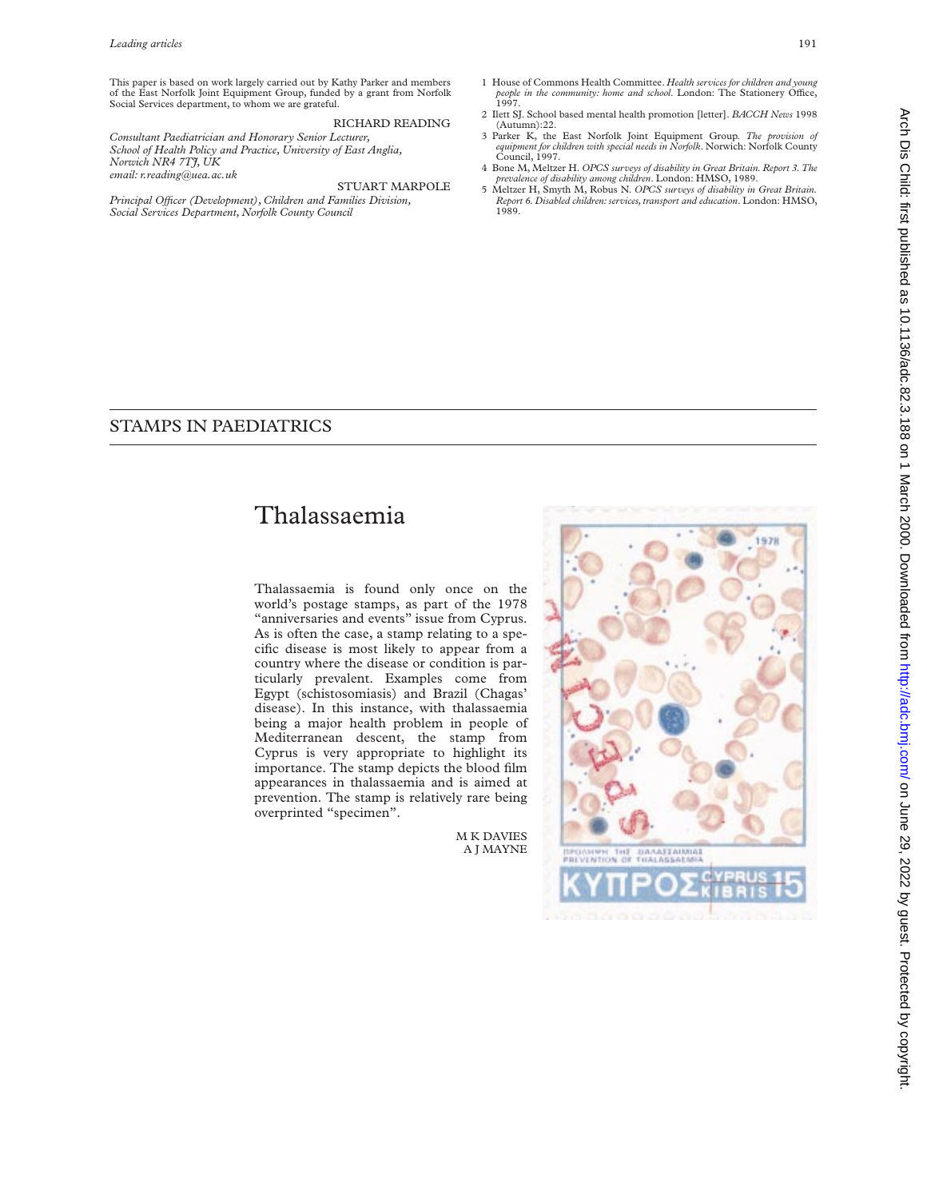This paper is based on work largely carried out by Kathy Parker and members of the East Norfolk Joint Equipment Group, funded by a grant from Norfolk Social Services department, to whom we are grateful.

RICHARD READING

*Consultant Paediatrician and Honorary Senior Lecturer, School of Health Policy and Practice, University of East Anglia, Norwich NR4 7TJ, UK*
*email: r.reading@uea.ac.uk*

STUART MARPOLE

*Principal Officer (Development), Children and Families Division, Social Services Department, Norfolk County Council*

1 House of Commons Health Committee. *Health services for children and young people in the community: home and school*. London: The Stationery Office, 1997.
2 Ilett SJ. School based mental health promotion [letter]. *BACCH News* 1998 (Autumn):22.
3 Parker K, the East Norfolk Joint Equipment Group. *The provision of equipment for children with special needs in Norfolk*. Norwich: Norfolk County Council, 1997.
4 Bone M, Meltzer H. *OPCS surveys of disability in Great Britain. Report 3. The prevalence of disability among children*. London: HMSO, 1989.
5 Meltzer H, Smyth M, Robus N. *OPCS surveys of disability in Great Britain. Report 6. Disabled children: services, transport and education*. London: HMSO, 1989.

## STAMPS IN PAEDIATRICS

# Thalassaemia

Thalassaemia is found only once on the world's postage stamps, as part of the 1978 "anniversaries and events" issue from Cyprus. As is often the case, a stamp relating to a specific disease is most likely to appear from a country where the disease or condition is particularly prevalent. Examples come from Egypt (schistosomiasis) and Brazil (Chagas' disease). In this instance, with thalassaemia being a major health problem in people of Mediterranean descent, the stamp from Cyprus is very appropriate to highlight its importance. The stamp depicts the blood film appearances in thalassaemia and is aimed at prevention. The stamp is relatively rare being overprinted "specimen".

M K DAVIES
A J MAYNE